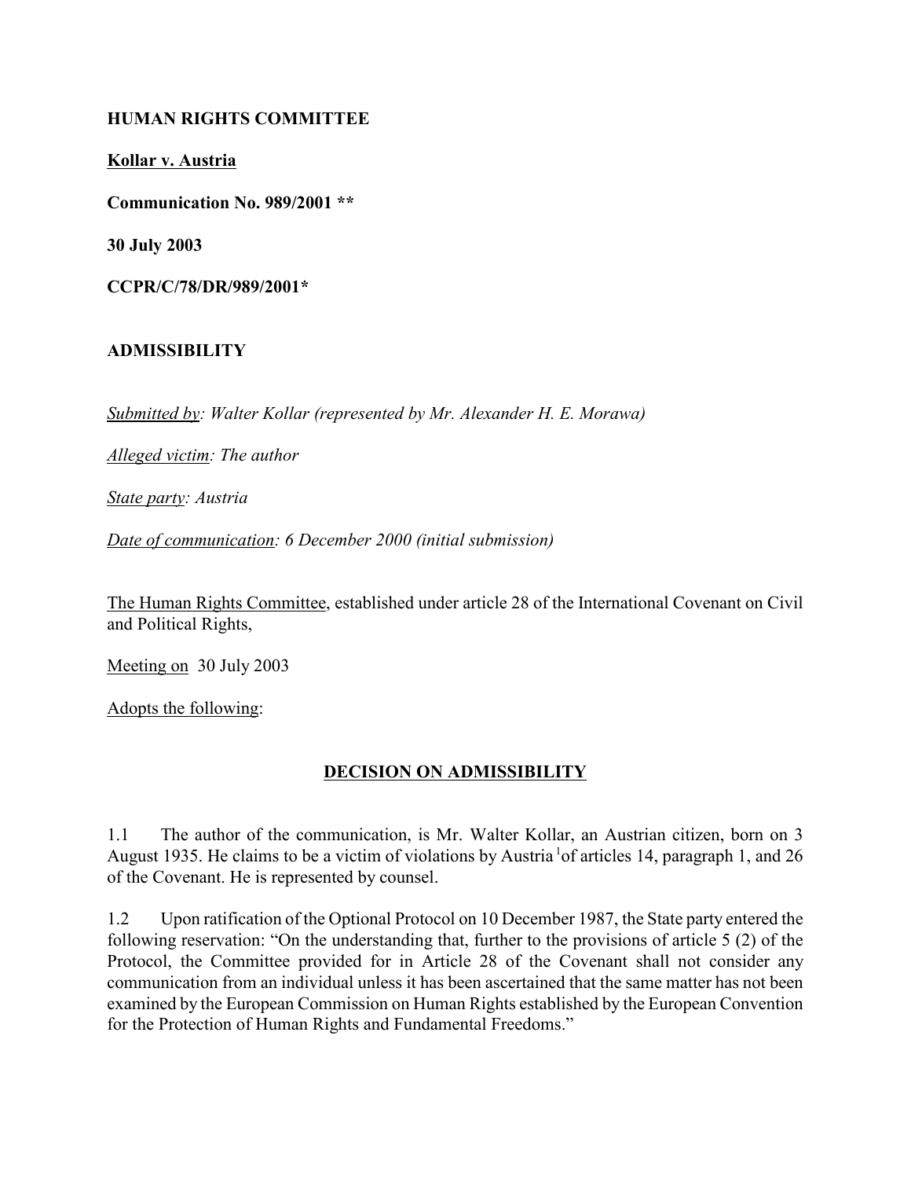**HUMAN RIGHTS COMMITTEE**

**Kollar v. Austria**

**Communication No. 989/2001 ****

**30 July 2003**

**CCPR/C/78/DR/989/2001***

**ADMISSIBILITY**

*Submitted by: Walter Kollar (represented by Mr. Alexander H. E. Morawa)*

*Alleged victim: The author*

*State party: Austria*

*Date of communication: 6 December 2000 (initial submission)*

The Human Rights Committee, established under article 28 of the International Covenant on Civil and Political Rights,

Meeting on 30 July 2003

Adopts the following:

**DECISION ON ADMISSIBILITY**

1.1 The author of the communication, is Mr. Walter Kollar, an Austrian citizen, born on 3 August 1935. He claims to be a victim of violations by Austria [1] of articles 14, paragraph 1, and 26 of the Covenant. He is represented by counsel.

1.2 Upon ratification of the Optional Protocol on 10 December 1987, the State party entered the following reservation: "On the understanding that, further to the provisions of article 5 (2) of the Protocol, the Committee provided for in Article 28 of the Covenant shall not consider any communication from an individual unless it has been ascertained that the same matter has not been examined by the European Commission on Human Rights established by the European Convention for the Protection of Human Rights and Fundamental Freedoms."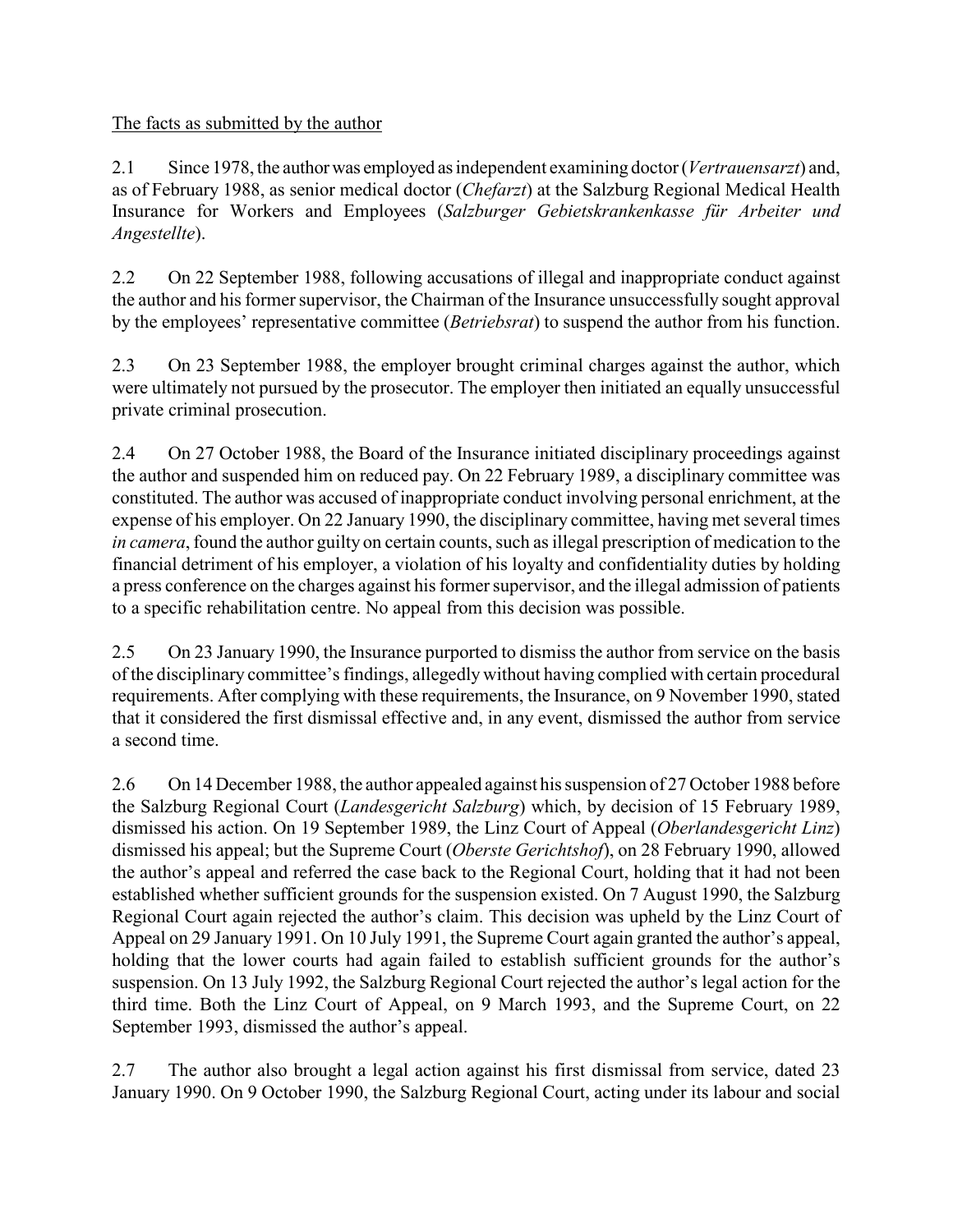The facts as submitted by the author

2.1 Since 1978, the author was employed as independent examining doctor (*Vertrauensarzt*) and, as of February 1988, as senior medical doctor (*Chefarzt*) at the Salzburg Regional Medical Health Insurance for Workers and Employees (*Salzburger Gebietskrankenkasse für Arbeiter und Angestellte*).

2.2 On 22 September 1988, following accusations of illegal and inappropriate conduct against the author and his former supervisor, the Chairman of the Insurance unsuccessfully sought approval by the employees' representative committee (*Betriebsrat*) to suspend the author from his function.

2.3 On 23 September 1988, the employer brought criminal charges against the author, which were ultimately not pursued by the prosecutor. The employer then initiated an equally unsuccessful private criminal prosecution.

2.4 On 27 October 1988, the Board of the Insurance initiated disciplinary proceedings against the author and suspended him on reduced pay. On 22 February 1989, a disciplinary committee was constituted. The author was accused of inappropriate conduct involving personal enrichment, at the expense of his employer. On 22 January 1990, the disciplinary committee, having met several times *in camera*, found the author guilty on certain counts, such as illegal prescription of medication to the financial detriment of his employer, a violation of his loyalty and confidentiality duties by holding a press conference on the charges against his former supervisor, and the illegal admission of patients to a specific rehabilitation centre. No appeal from this decision was possible.

2.5 On 23 January 1990, the Insurance purported to dismiss the author from service on the basis of the disciplinary committee's findings, allegedly without having complied with certain procedural requirements. After complying with these requirements, the Insurance, on 9 November 1990, stated that it considered the first dismissal effective and, in any event, dismissed the author from service a second time.

2.6 On 14 December 1988, the author appealed against his suspension of 27 October 1988 before the Salzburg Regional Court (*Landesgericht Salzburg*) which, by decision of 15 February 1989, dismissed his action. On 19 September 1989, the Linz Court of Appeal (*Oberlandesgericht Linz*) dismissed his appeal; but the Supreme Court (*Oberste Gerichtshof*), on 28 February 1990, allowed the author's appeal and referred the case back to the Regional Court, holding that it had not been established whether sufficient grounds for the suspension existed. On 7 August 1990, the Salzburg Regional Court again rejected the author's claim. This decision was upheld by the Linz Court of Appeal on 29 January 1991. On 10 July 1991, the Supreme Court again granted the author's appeal, holding that the lower courts had again failed to establish sufficient grounds for the author's suspension. On 13 July 1992, the Salzburg Regional Court rejected the author's legal action for the third time. Both the Linz Court of Appeal, on 9 March 1993, and the Supreme Court, on 22 September 1993, dismissed the author's appeal.

2.7 The author also brought a legal action against his first dismissal from service, dated 23 January 1990. On 9 October 1990, the Salzburg Regional Court, acting under its labour and social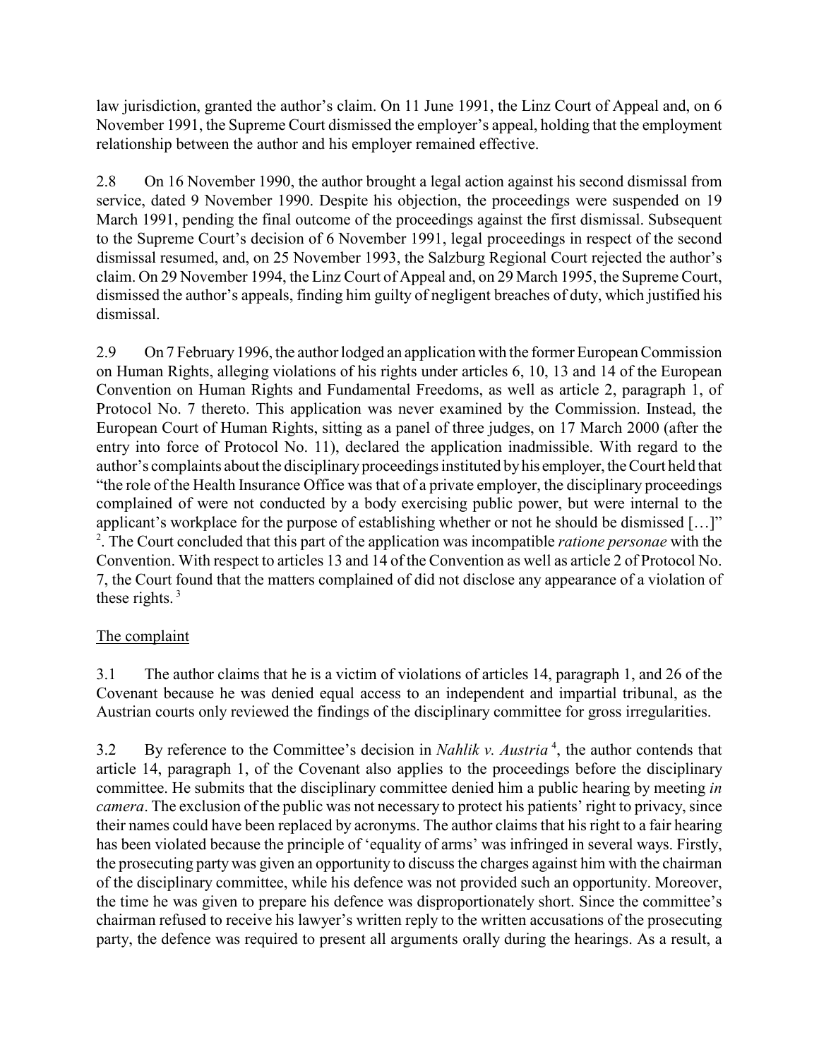law jurisdiction, granted the author's claim. On 11 June 1991, the Linz Court of Appeal and, on 6 November 1991, the Supreme Court dismissed the employer's appeal, holding that the employment relationship between the author and his employer remained effective.

2.8 On 16 November 1990, the author brought a legal action against his second dismissal from service, dated 9 November 1990. Despite his objection, the proceedings were suspended on 19 March 1991, pending the final outcome of the proceedings against the first dismissal. Subsequent to the Supreme Court's decision of 6 November 1991, legal proceedings in respect of the second dismissal resumed, and, on 25 November 1993, the Salzburg Regional Court rejected the author's claim. On 29 November 1994, the Linz Court of Appeal and, on 29 March 1995, the Supreme Court, dismissed the author's appeals, finding him guilty of negligent breaches of duty, which justified his dismissal.

2.9 On 7 February 1996, the author lodged an application with the former European Commission on Human Rights, alleging violations of his rights under articles 6, 10, 13 and 14 of the European Convention on Human Rights and Fundamental Freedoms, as well as article 2, paragraph 1, of Protocol No. 7 thereto. This application was never examined by the Commission. Instead, the European Court of Human Rights, sitting as a panel of three judges, on 17 March 2000 (after the entry into force of Protocol No. 11), declared the application inadmissible. With regard to the author's complaints about the disciplinary proceedings instituted by his employer, the Court held that "the role of the Health Insurance Office was that of a private employer, the disciplinary proceedings complained of were not conducted by a body exercising public power, but were internal to the applicant's workplace for the purpose of establishing whether or not he should be dismissed […]" [2]. The Court concluded that this part of the application was incompatible *ratione personae* with the Convention. With respect to articles 13 and 14 of the Convention as well as article 2 of Protocol No. 7, the Court found that the matters complained of did not disclose any appearance of a violation of these rights. [3]

The complaint

3.1 The author claims that he is a victim of violations of articles 14, paragraph 1, and 26 of the Covenant because he was denied equal access to an independent and impartial tribunal, as the Austrian courts only reviewed the findings of the disciplinary committee for gross irregularities.

3.2 By reference to the Committee's decision in *Nahlik v. Austria* [4], the author contends that article 14, paragraph 1, of the Covenant also applies to the proceedings before the disciplinary committee. He submits that the disciplinary committee denied him a public hearing by meeting *in camera*. The exclusion of the public was not necessary to protect his patients' right to privacy, since their names could have been replaced by acronyms. The author claims that his right to a fair hearing has been violated because the principle of 'equality of arms' was infringed in several ways. Firstly, the prosecuting party was given an opportunity to discuss the charges against him with the chairman of the disciplinary committee, while his defence was not provided such an opportunity. Moreover, the time he was given to prepare his defence was disproportionately short. Since the committee's chairman refused to receive his lawyer's written reply to the written accusations of the prosecuting party, the defence was required to present all arguments orally during the hearings. As a result, a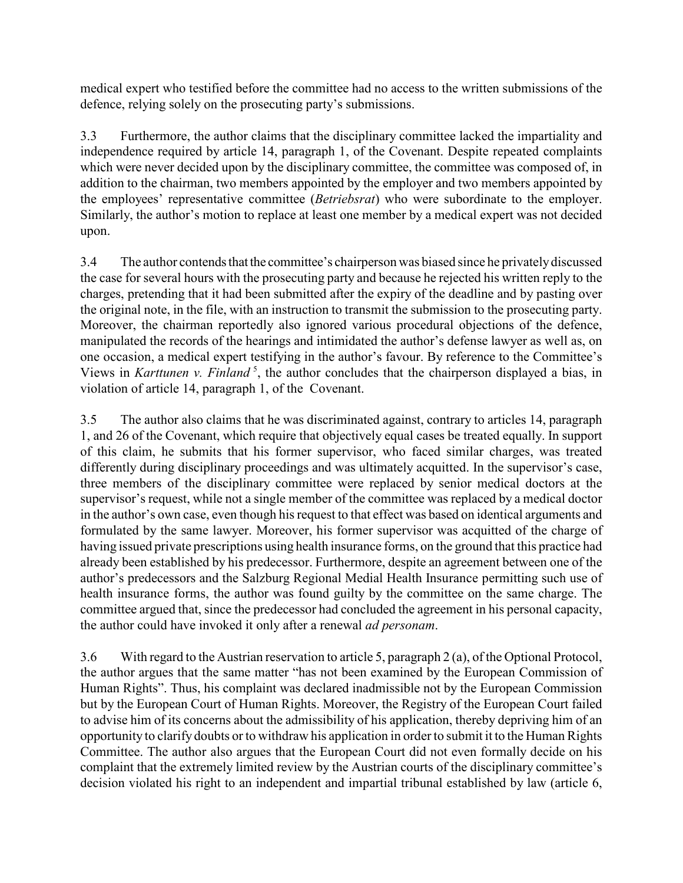medical expert who testified before the committee had no access to the written submissions of the defence, relying solely on the prosecuting party's submissions.

3.3 Furthermore, the author claims that the disciplinary committee lacked the impartiality and independence required by article 14, paragraph 1, of the Covenant. Despite repeated complaints which were never decided upon by the disciplinary committee, the committee was composed of, in addition to the chairman, two members appointed by the employer and two members appointed by the employees' representative committee (*Betriebsrat*) who were subordinate to the employer. Similarly, the author's motion to replace at least one member by a medical expert was not decided upon.

3.4 The author contends that the committee's chairperson was biased since he privately discussed the case for several hours with the prosecuting party and because he rejected his written reply to the charges, pretending that it had been submitted after the expiry of the deadline and by pasting over the original note, in the file, with an instruction to transmit the submission to the prosecuting party. Moreover, the chairman reportedly also ignored various procedural objections of the defence, manipulated the records of the hearings and intimidated the author's defense lawyer as well as, on one occasion, a medical expert testifying in the author's favour. By reference to the Committee's Views in *Karttunen v. Finland* [5], the author concludes that the chairperson displayed a bias, in violation of article 14, paragraph 1, of the Covenant.

3.5 The author also claims that he was discriminated against, contrary to articles 14, paragraph 1, and 26 of the Covenant, which require that objectively equal cases be treated equally. In support of this claim, he submits that his former supervisor, who faced similar charges, was treated differently during disciplinary proceedings and was ultimately acquitted. In the supervisor's case, three members of the disciplinary committee were replaced by senior medical doctors at the supervisor's request, while not a single member of the committee was replaced by a medical doctor in the author's own case, even though his request to that effect was based on identical arguments and formulated by the same lawyer. Moreover, his former supervisor was acquitted of the charge of having issued private prescriptions using health insurance forms, on the ground that this practice had already been established by his predecessor. Furthermore, despite an agreement between one of the author's predecessors and the Salzburg Regional Medial Health Insurance permitting such use of health insurance forms, the author was found guilty by the committee on the same charge. The committee argued that, since the predecessor had concluded the agreement in his personal capacity, the author could have invoked it only after a renewal *ad personam*.

3.6 With regard to the Austrian reservation to article 5, paragraph 2 (a), of the Optional Protocol, the author argues that the same matter "has not been examined by the European Commission of Human Rights". Thus, his complaint was declared inadmissible not by the European Commission but by the European Court of Human Rights. Moreover, the Registry of the European Court failed to advise him of its concerns about the admissibility of his application, thereby depriving him of an opportunity to clarify doubts or to withdraw his application in order to submit it to the Human Rights Committee. The author also argues that the European Court did not even formally decide on his complaint that the extremely limited review by the Austrian courts of the disciplinary committee's decision violated his right to an independent and impartial tribunal established by law (article 6,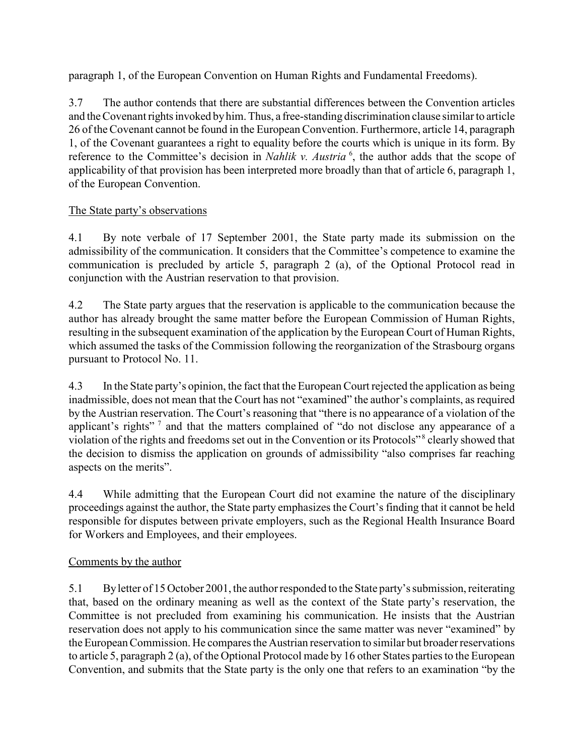paragraph 1, of the European Convention on Human Rights and Fundamental Freedoms).

3.7 The author contends that there are substantial differences between the Convention articles and the Covenant rights invoked by him. Thus, a free-standing discrimination clause similar to article 26 of the Covenant cannot be found in the European Convention. Furthermore, article 14, paragraph 1, of the Covenant guarantees a right to equality before the courts which is unique in its form. By reference to the Committee's decision in *Nahlik v. Austria* [6], the author adds that the scope of applicability of that provision has been interpreted more broadly than that of article 6, paragraph 1, of the European Convention.

The State party's observations

4.1 By note verbale of 17 September 2001, the State party made its submission on the admissibility of the communication. It considers that the Committee's competence to examine the communication is precluded by article 5, paragraph 2 (a), of the Optional Protocol read in conjunction with the Austrian reservation to that provision.

4.2 The State party argues that the reservation is applicable to the communication because the author has already brought the same matter before the European Commission of Human Rights, resulting in the subsequent examination of the application by the European Court of Human Rights, which assumed the tasks of the Commission following the reorganization of the Strasbourg organs pursuant to Protocol No. 11.

4.3 In the State party's opinion, the fact that the European Court rejected the application as being inadmissible, does not mean that the Court has not "examined" the author's complaints, as required by the Austrian reservation. The Court's reasoning that "there is no appearance of a violation of the applicant's rights" [7] and that the matters complained of "do not disclose any appearance of a violation of the rights and freedoms set out in the Convention or its Protocols" [8] clearly showed that the decision to dismiss the application on grounds of admissibility "also comprises far reaching aspects on the merits".

4.4 While admitting that the European Court did not examine the nature of the disciplinary proceedings against the author, the State party emphasizes the Court's finding that it cannot be held responsible for disputes between private employers, such as the Regional Health Insurance Board for Workers and Employees, and their employees.

Comments by the author

5.1 By letter of 15 October 2001, the author responded to the State party's submission, reiterating that, based on the ordinary meaning as well as the context of the State party's reservation, the Committee is not precluded from examining his communication. He insists that the Austrian reservation does not apply to his communication since the same matter was never "examined" by the European Commission. He compares the Austrian reservation to similar but broader reservations to article 5, paragraph 2 (a), of the Optional Protocol made by 16 other States parties to the European Convention, and submits that the State party is the only one that refers to an examination "by the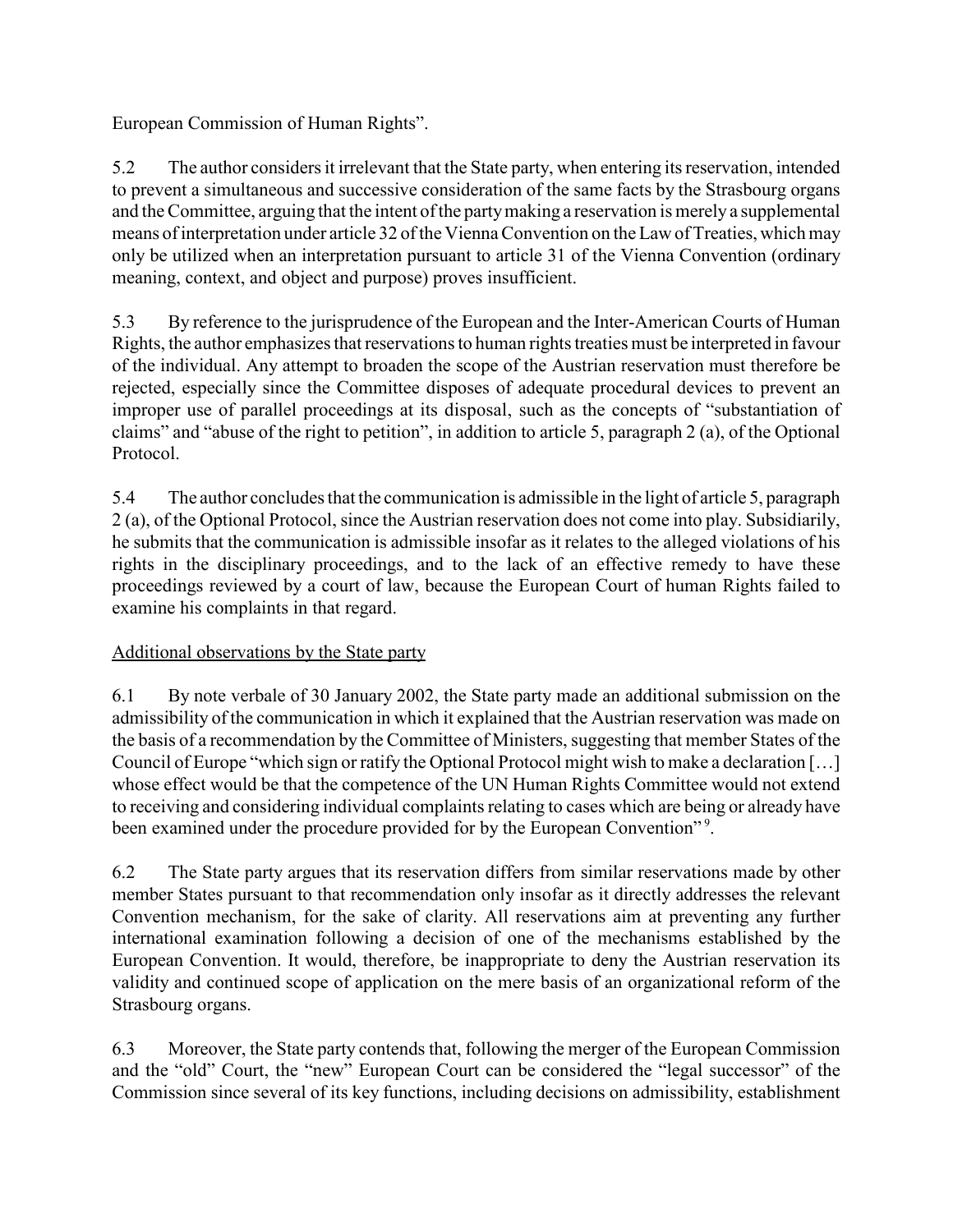European Commission of Human Rights".

5.2 The author considers it irrelevant that the State party, when entering its reservation, intended to prevent a simultaneous and successive consideration of the same facts by the Strasbourg organs and the Committee, arguing that the intent of the party making a reservation is merely a supplemental means of interpretation under article 32 of the Vienna Convention on the Law of Treaties, which may only be utilized when an interpretation pursuant to article 31 of the Vienna Convention (ordinary meaning, context, and object and purpose) proves insufficient.

5.3 By reference to the jurisprudence of the European and the Inter-American Courts of Human Rights, the author emphasizes that reservations to human rights treaties must be interpreted in favour of the individual. Any attempt to broaden the scope of the Austrian reservation must therefore be rejected, especially since the Committee disposes of adequate procedural devices to prevent an improper use of parallel proceedings at its disposal, such as the concepts of "substantiation of claims" and "abuse of the right to petition", in addition to article 5, paragraph 2 (a), of the Optional Protocol.

5.4 The author concludes that the communication is admissible in the light of article 5, paragraph 2 (a), of the Optional Protocol, since the Austrian reservation does not come into play. Subsidiarily, he submits that the communication is admissible insofar as it relates to the alleged violations of his rights in the disciplinary proceedings, and to the lack of an effective remedy to have these proceedings reviewed by a court of law, because the European Court of human Rights failed to examine his complaints in that regard.

<u>Additional observations by the State party</u>

6.1 By note verbale of 30 January 2002, the State party made an additional submission on the admissibility of the communication in which it explained that the Austrian reservation was made on the basis of a recommendation by the Committee of Ministers, suggesting that member States of the Council of Europe "which sign or ratify the Optional Protocol might wish to make a declaration [...] whose effect would be that the competence of the UN Human Rights Committee would not extend to receiving and considering individual complaints relating to cases which are being or already have been examined under the procedure provided for by the European Convention"[9].

6.2 The State party argues that its reservation differs from similar reservations made by other member States pursuant to that recommendation only insofar as it directly addresses the relevant Convention mechanism, for the sake of clarity. All reservations aim at preventing any further international examination following a decision of one of the mechanisms established by the European Convention. It would, therefore, be inappropriate to deny the Austrian reservation its validity and continued scope of application on the mere basis of an organizational reform of the Strasbourg organs.

6.3 Moreover, the State party contends that, following the merger of the European Commission and the "old" Court, the "new" European Court can be considered the "legal successor" of the Commission since several of its key functions, including decisions on admissibility, establishment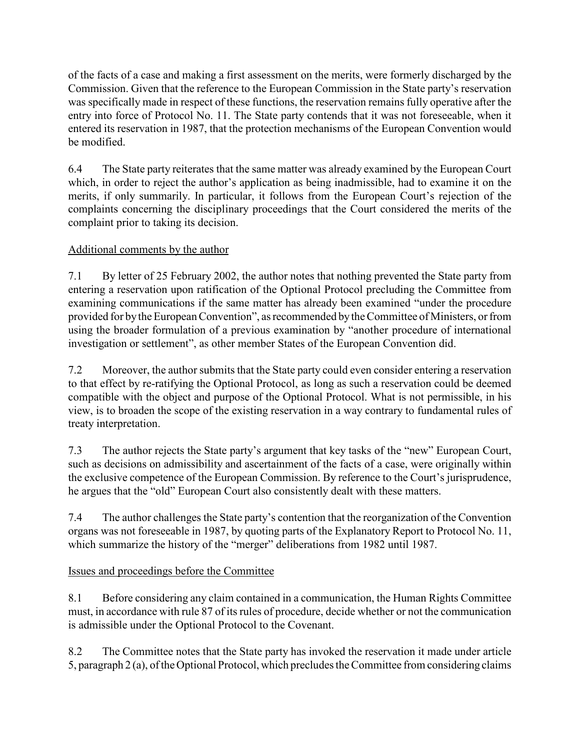of the facts of a case and making a first assessment on the merits, were formerly discharged by the Commission. Given that the reference to the European Commission in the State party's reservation was specifically made in respect of these functions, the reservation remains fully operative after the entry into force of Protocol No. 11. The State party contends that it was not foreseeable, when it entered its reservation in 1987, that the protection mechanisms of the European Convention would be modified.

6.4 The State party reiterates that the same matter was already examined by the European Court which, in order to reject the author's application as being inadmissible, had to examine it on the merits, if only summarily. In particular, it follows from the European Court's rejection of the complaints concerning the disciplinary proceedings that the Court considered the merits of the complaint prior to taking its decision.

Additional comments by the author

7.1 By letter of 25 February 2002, the author notes that nothing prevented the State party from entering a reservation upon ratification of the Optional Protocol precluding the Committee from examining communications if the same matter has already been examined "under the procedure provided for by the European Convention", as recommended by the Committee of Ministers, or from using the broader formulation of a previous examination by "another procedure of international investigation or settlement", as other member States of the European Convention did.

7.2 Moreover, the author submits that the State party could even consider entering a reservation to that effect by re-ratifying the Optional Protocol, as long as such a reservation could be deemed compatible with the object and purpose of the Optional Protocol. What is not permissible, in his view, is to broaden the scope of the existing reservation in a way contrary to fundamental rules of treaty interpretation.

7.3 The author rejects the State party's argument that key tasks of the "new" European Court, such as decisions on admissibility and ascertainment of the facts of a case, were originally within the exclusive competence of the European Commission. By reference to the Court's jurisprudence, he argues that the "old" European Court also consistently dealt with these matters.

7.4 The author challenges the State party's contention that the reorganization of the Convention organs was not foreseeable in 1987, by quoting parts of the Explanatory Report to Protocol No. 11, which summarize the history of the "merger" deliberations from 1982 until 1987.

Issues and proceedings before the Committee

8.1 Before considering any claim contained in a communication, the Human Rights Committee must, in accordance with rule 87 of its rules of procedure, decide whether or not the communication is admissible under the Optional Protocol to the Covenant.

8.2 The Committee notes that the State party has invoked the reservation it made under article 5, paragraph 2 (a), of the Optional Protocol, which precludes the Committee from considering claims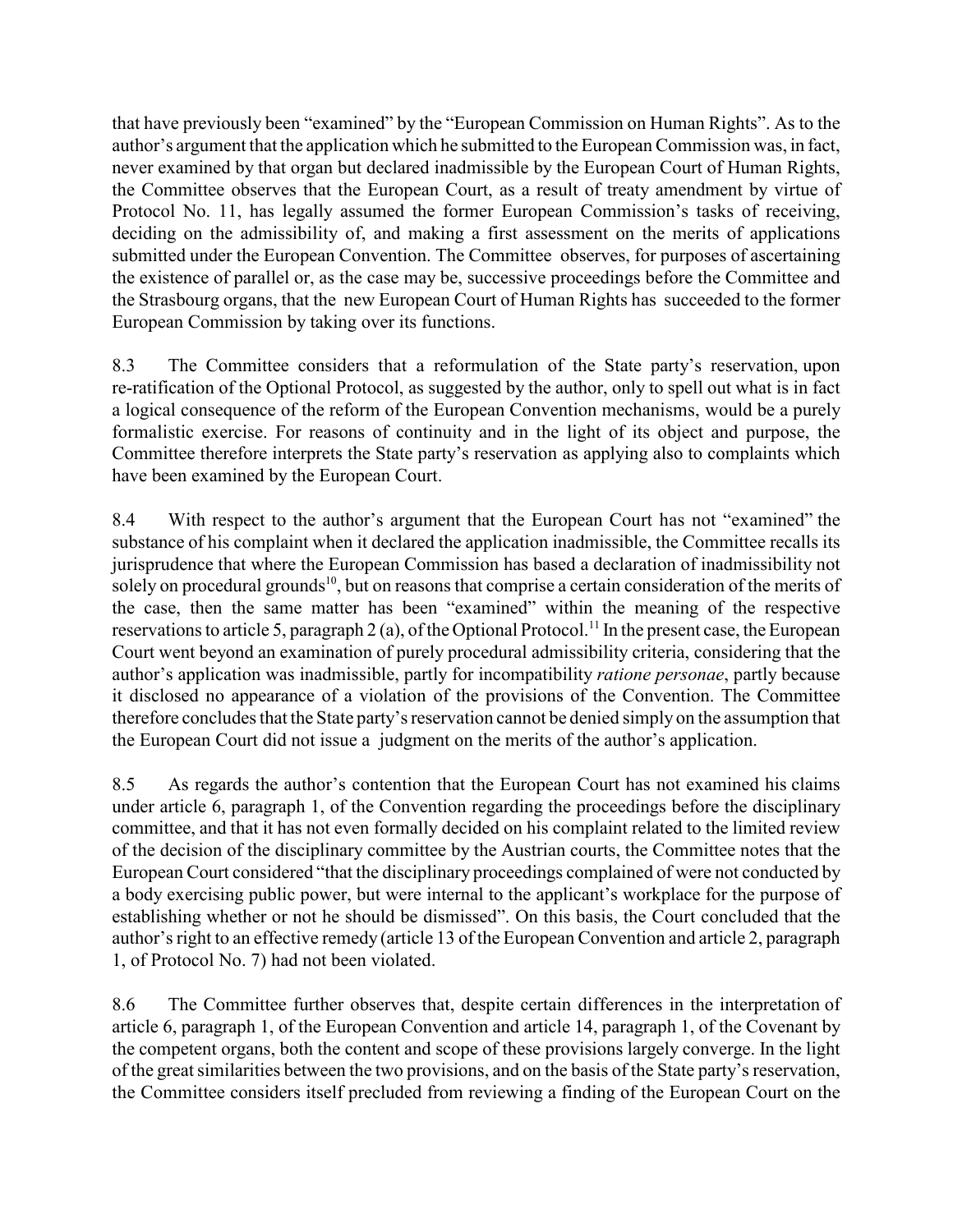that have previously been "examined" by the "European Commission on Human Rights". As to the author's argument that the application which he submitted to the European Commission was, in fact, never examined by that organ but declared inadmissible by the European Court of Human Rights, the Committee observes that the European Court, as a result of treaty amendment by virtue of Protocol No. 11, has legally assumed the former European Commission's tasks of receiving, deciding on the admissibility of, and making a first assessment on the merits of applications submitted under the European Convention. The Committee observes, for purposes of ascertaining the existence of parallel or, as the case may be, successive proceedings before the Committee and the Strasbourg organs, that the new European Court of Human Rights has succeeded to the former European Commission by taking over its functions.

8.3 The Committee considers that a reformulation of the State party's reservation, upon re-ratification of the Optional Protocol, as suggested by the author, only to spell out what is in fact a logical consequence of the reform of the European Convention mechanisms, would be a purely formalistic exercise. For reasons of continuity and in the light of its object and purpose, the Committee therefore interprets the State party's reservation as applying also to complaints which have been examined by the European Court.

8.4 With respect to the author's argument that the European Court has not "examined" the substance of his complaint when it declared the application inadmissible, the Committee recalls its jurisprudence that where the European Commission has based a declaration of inadmissibility not solely on procedural grounds[10], but on reasons that comprise a certain consideration of the merits of the case, then the same matter has been "examined" within the meaning of the respective reservations to article 5, paragraph 2 (a), of the Optional Protocol.[11] In the present case, the European Court went beyond an examination of purely procedural admissibility criteria, considering that the author's application was inadmissible, partly for incompatibility *ratione personae*, partly because it disclosed no appearance of a violation of the provisions of the Convention. The Committee therefore concludes that the State party's reservation cannot be denied simply on the assumption that the European Court did not issue a judgment on the merits of the author's application.

8.5 As regards the author's contention that the European Court has not examined his claims under article 6, paragraph 1, of the Convention regarding the proceedings before the disciplinary committee, and that it has not even formally decided on his complaint related to the limited review of the decision of the disciplinary committee by the Austrian courts, the Committee notes that the European Court considered "that the disciplinary proceedings complained of were not conducted by a body exercising public power, but were internal to the applicant's workplace for the purpose of establishing whether or not he should be dismissed". On this basis, the Court concluded that the author's right to an effective remedy (article 13 of the European Convention and article 2, paragraph 1, of Protocol No. 7) had not been violated.

8.6 The Committee further observes that, despite certain differences in the interpretation of article 6, paragraph 1, of the European Convention and article 14, paragraph 1, of the Covenant by the competent organs, both the content and scope of these provisions largely converge. In the light of the great similarities between the two provisions, and on the basis of the State party's reservation, the Committee considers itself precluded from reviewing a finding of the European Court on the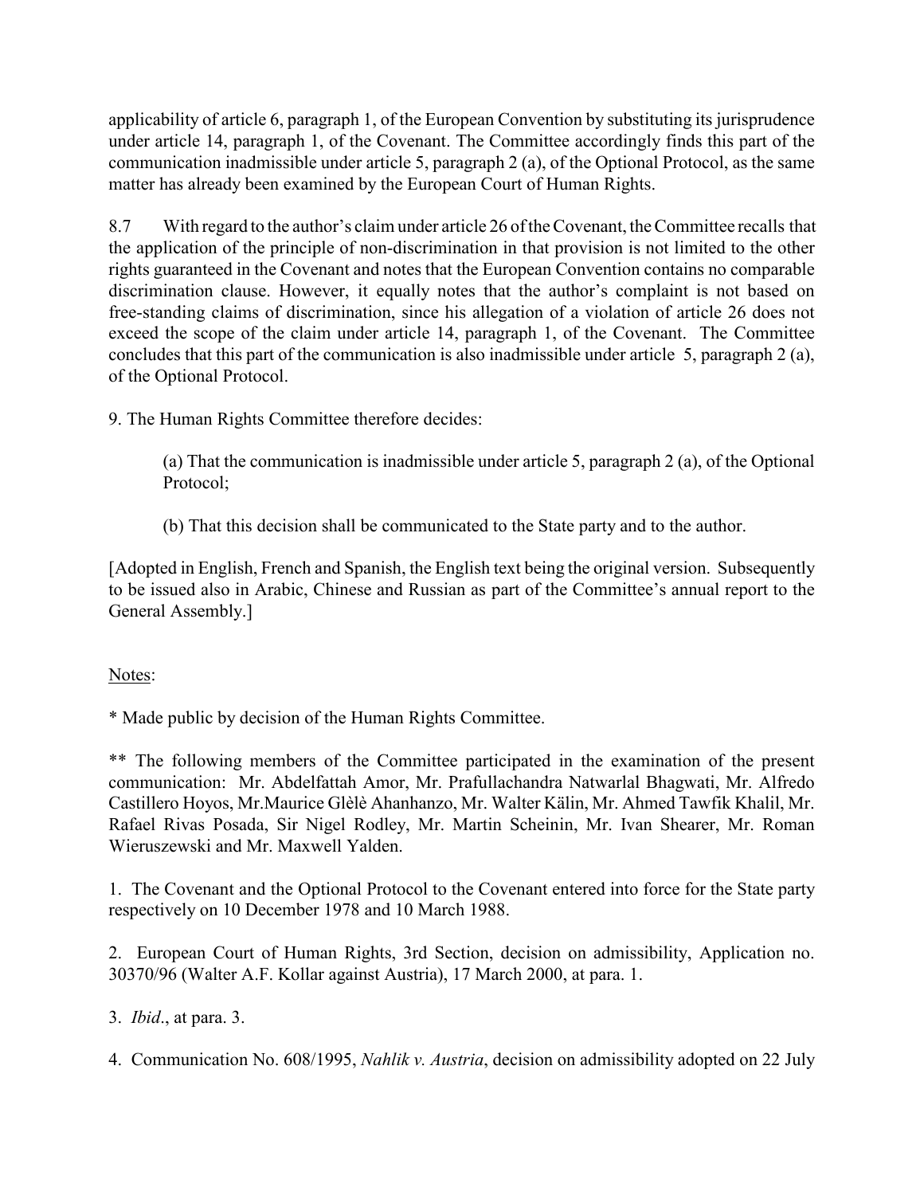applicability of article 6, paragraph 1, of the European Convention by substituting its jurisprudence under article 14, paragraph 1, of the Covenant. The Committee accordingly finds this part of the communication inadmissible under article 5, paragraph 2 (a), of the Optional Protocol, as the same matter has already been examined by the European Court of Human Rights.

8.7 With regard to the author's claim under article 26 of the Covenant, the Committee recalls that the application of the principle of non-discrimination in that provision is not limited to the other rights guaranteed in the Covenant and notes that the European Convention contains no comparable discrimination clause. However, it equally notes that the author's complaint is not based on free-standing claims of discrimination, since his allegation of a violation of article 26 does not exceed the scope of the claim under article 14, paragraph 1, of the Covenant. The Committee concludes that this part of the communication is also inadmissible under article 5, paragraph 2 (a), of the Optional Protocol.

9. The Human Rights Committee therefore decides:

> (a) That the communication is inadmissible under article 5, paragraph 2 (a), of the Optional Protocol;
>
> (b) That this decision shall be communicated to the State party and to the author.

[Adopted in English, French and Spanish, the English text being the original version. Subsequently to be issued also in Arabic, Chinese and Russian as part of the Committee's annual report to the General Assembly.]

Notes:

* Made public by decision of the Human Rights Committee.

** The following members of the Committee participated in the examination of the present communication: Mr. Abdelfattah Amor, Mr. Prafullachandra Natwarlal Bhagwati, Mr. Alfredo Castillero Hoyos, Mr.Maurice Glèlè Ahanhanzo, Mr. Walter Kälin, Mr. Ahmed Tawfik Khalil, Mr. Rafael Rivas Posada, Sir Nigel Rodley, Mr. Martin Scheinin, Mr. Ivan Shearer, Mr. Roman Wieruszewski and Mr. Maxwell Yalden.

1. The Covenant and the Optional Protocol to the Covenant entered into force for the State party respectively on 10 December 1978 and 10 March 1988.

2. European Court of Human Rights, 3rd Section, decision on admissibility, Application no. 30370/96 (Walter A.F. Kollar against Austria), 17 March 2000, at para. 1.

3. *Ibid*., at para. 3.

4. Communication No. 608/1995, *Nahlik v. Austria*, decision on admissibility adopted on 22 July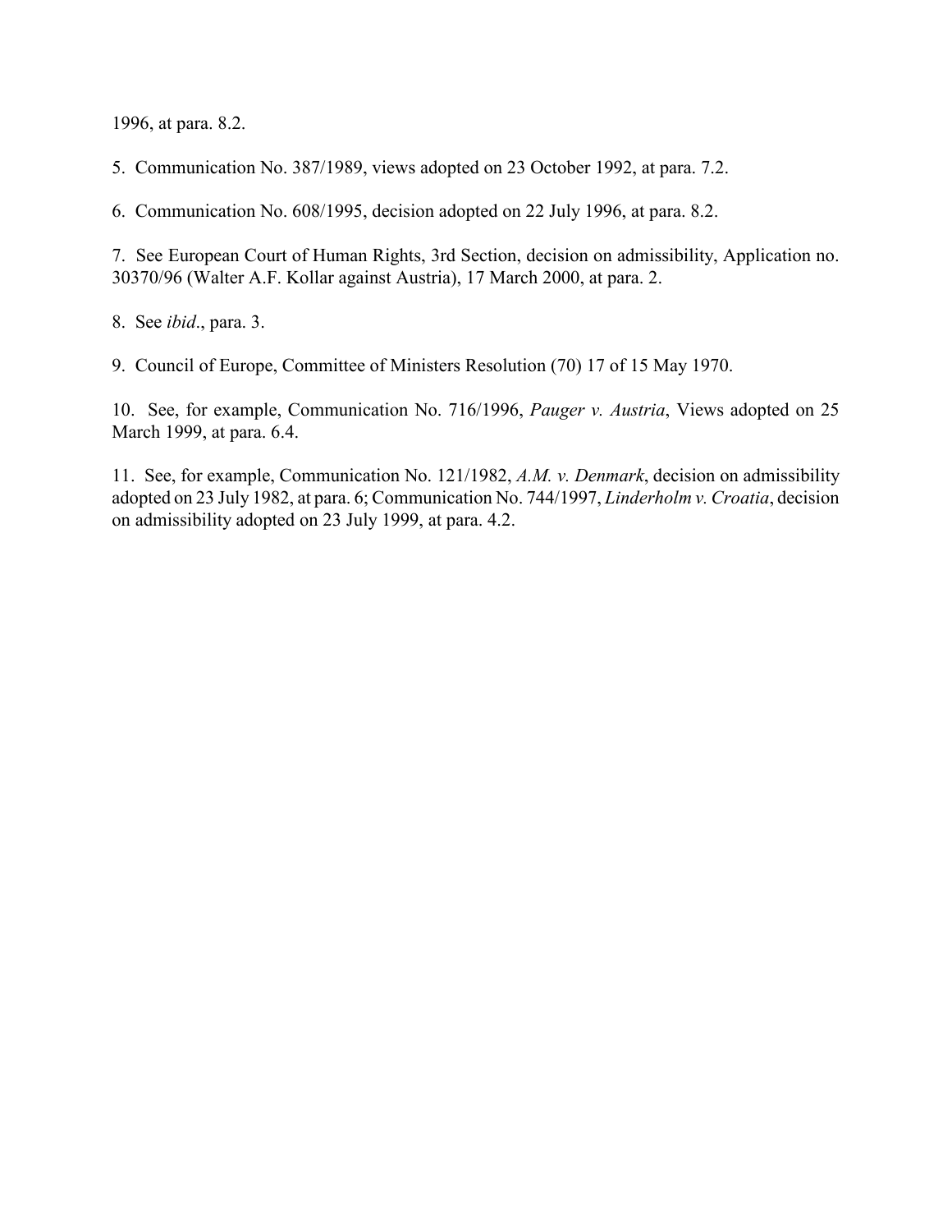1996, at para. 8.2.

5. Communication No. 387/1989, views adopted on 23 October 1992, at para. 7.2.

6. Communication No. 608/1995, decision adopted on 22 July 1996, at para. 8.2.

7. See European Court of Human Rights, 3rd Section, decision on admissibility, Application no. 30370/96 (Walter A.F. Kollar against Austria), 17 March 2000, at para. 2.

8. See *ibid*., para. 3.

9. Council of Europe, Committee of Ministers Resolution (70) 17 of 15 May 1970.

10. See, for example, Communication No. 716/1996, *Pauger v. Austria*, Views adopted on 25 March 1999, at para. 6.4.

11. See, for example, Communication No. 121/1982, *A.M. v. Denmark*, decision on admissibility adopted on 23 July 1982, at para. 6; Communication No. 744/1997, *Linderholm v. Croatia*, decision on admissibility adopted on 23 July 1999, at para. 4.2.